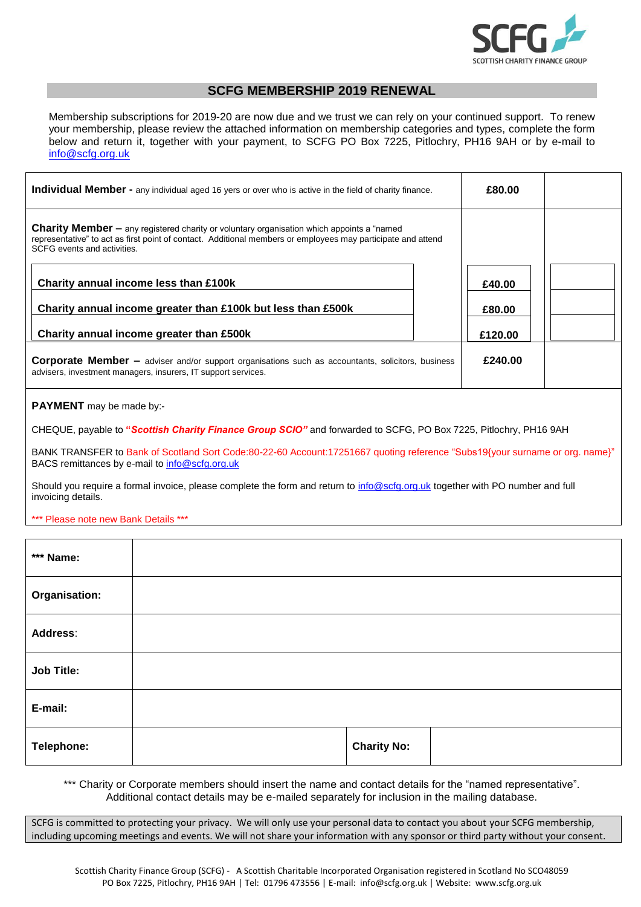SCFG
SCOTTISH CHARITY FINANCE GROUP

# SCFG MEMBERSHIP 2019 RENEWAL

Membership subscriptions for 2019-20 are now due and we trust we can rely on your continued support. To renew your membership, please review the attached information on membership categories and types, complete the form below and return it, together with your payment, to SCFG PO Box 7225, Pitlochry, PH16 9AH or by e-mail to info@scfg.org.uk

| | | |
|---|---|---|
| **Individual Member -** any individual aged 16 yers or over who is active in the field of charity finance. | **£80.00** | |
| **Charity Member –** any registered charity or voluntary organisation which appoints a "named representative" to act as first point of contact. Additional members or employees may participate and attend SCFG events and activities. | | |
| **Charity annual income less than £100k** | **£40.00** | |
| **Charity annual income greater than £100k but less than £500k** | **£80.00** | |
| **Charity annual income greater than £500k** | **£120.00** | |
| **Corporate Member –** adviser and/or support organisations such as accountants, solicitors, business advisers, investment managers, insurers, IT support services. | **£240.00** | |

**PAYMENT** may be made by:-

CHEQUE, payable to **"*Scottish Charity Finance Group SCIO*"** and forwarded to SCFG, PO Box 7225, Pitlochry, PH16 9AH

BANK TRANSFER to Bank of Scotland Sort Code:80-22-60 Account:17251667 quoting reference "Subs19{your surname or org. name}"
BACS remittances by e-mail to info@scfg.org.uk

Should you require a formal invoice, please complete the form and return to info@scfg.org.uk together with PO number and full invoicing details.

*** Please note new Bank Details ***

| | | | |
|---|---|---|---|
| **\*\*\* Name:** | | | |
| **Organisation:** | | | |
| **Address**: | | | |
| **Job Title:** | | | |
| **E-mail:** | | | |
| **Telephone:** | | **Charity No:** | |

*** Charity or Corporate members should insert the name and contact details for the "named representative". Additional contact details may be e-mailed separately for inclusion in the mailing database.

SCFG is committed to protecting your privacy. We will only use your personal data to contact you about your SCFG membership, including upcoming meetings and events. We will not share your information with any sponsor or third party without your consent.

Scottish Charity Finance Group (SCFG) - A Scottish Charitable Incorporated Organisation registered in Scotland No SCO48059
PO Box 7225, Pitlochry, PH16 9AH | Tel: 01796 473556 | E-mail: info@scfg.org.uk | Website: www.scfg.org.uk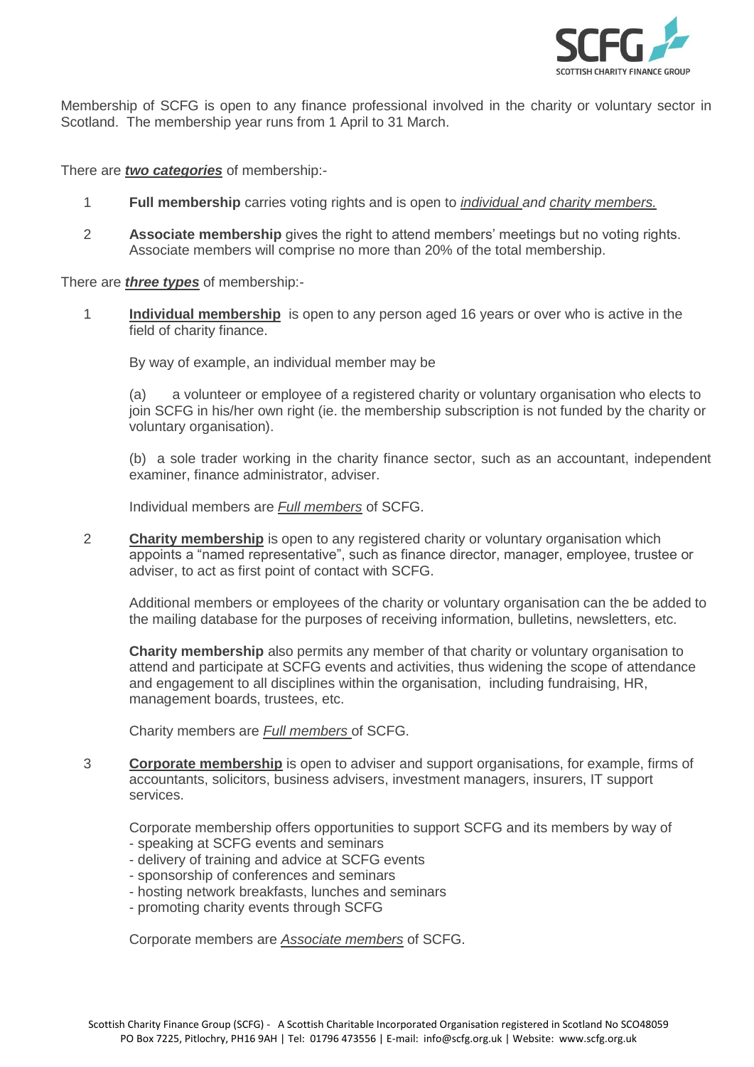Membership of SCFG is open to any finance professional involved in the charity or voluntary sector in Scotland. The membership year runs from 1 April to 31 March.

There are ***two categories*** of membership:-

1. **Full membership** carries voting rights and is open to *individual* and *charity members.*

2. **Associate membership** gives the right to attend members' meetings but no voting rights. Associate members will comprise no more than 20% of the total membership.

There are ***three types*** of membership:-

1. **Individual membership** is open to any person aged 16 years or over who is active in the field of charity finance.

   By way of example, an individual member may be

   (a) a volunteer or employee of a registered charity or voluntary organisation who elects to join SCFG in his/her own right (ie. the membership subscription is not funded by the charity or voluntary organisation).

   (b) a sole trader working in the charity finance sector, such as an accountant, independent examiner, finance administrator, adviser.

   Individual members are *Full members* of SCFG.

2. **Charity membership** is open to any registered charity or voluntary organisation which appoints a "named representative", such as finance director, manager, employee, trustee or adviser, to act as first point of contact with SCFG.

   Additional members or employees of the charity or voluntary organisation can the be added to the mailing database for the purposes of receiving information, bulletins, newsletters, etc.

   **Charity membership** also permits any member of that charity or voluntary organisation to attend and participate at SCFG events and activities, thus widening the scope of attendance and engagement to all disciplines within the organisation, including fundraising, HR, management boards, trustees, etc.

   Charity members are *Full members* of SCFG.

3. **Corporate membership** is open to adviser and support organisations, for example, firms of accountants, solicitors, business advisers, investment managers, insurers, IT support services.

   Corporate membership offers opportunities to support SCFG and its members by way of
   - speaking at SCFG events and seminars
   - delivery of training and advice at SCFG events
   - sponsorship of conferences and seminars
   - hosting network breakfasts, lunches and seminars
   - promoting charity events through SCFG

   Corporate members are *Associate members* of SCFG.